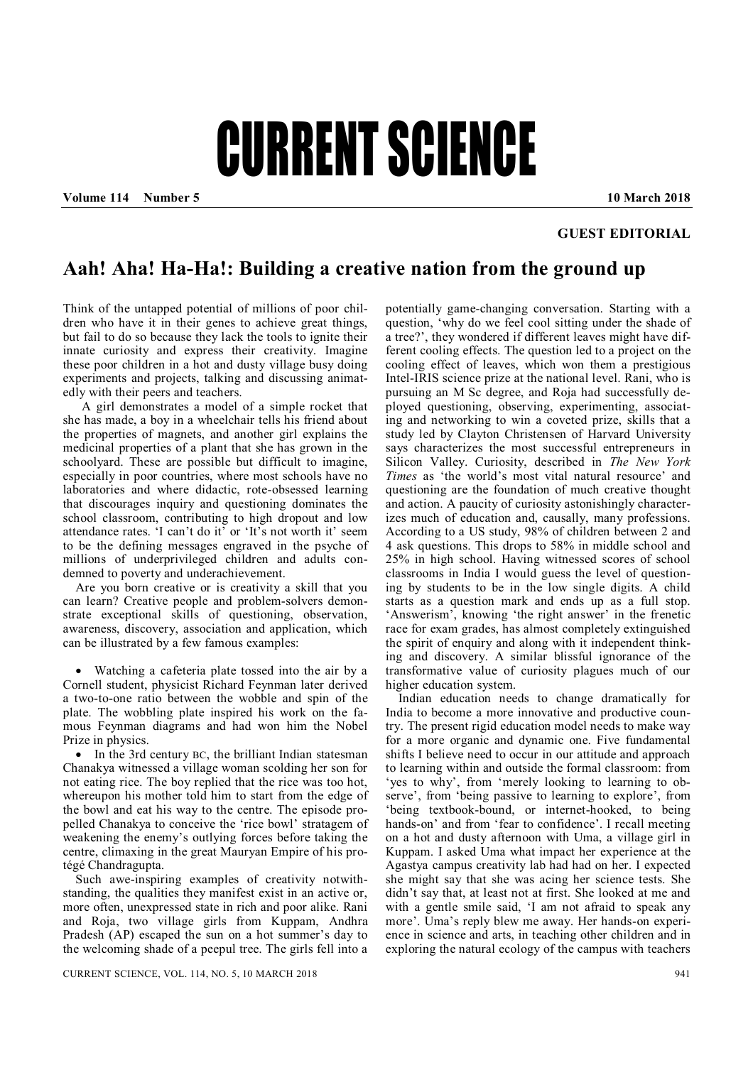# CURRENT SCIENCE

**GUEST EDITORIAL**

## Aah! Aha! Ha-Ha!: Building a creative nation from the ground up

Think of the untapped potential of millions of poor children who have it in their genes to achieve great things, but fail to do so because they lack the tools to ignite their innate curiosity and express their creativity. Imagine these poor children in a hot and dusty village busy doing experiments and projects, talking and discussing animatedly with their peers and teachers.

A girl demonstrates a model of a simple rocket that she has made, a boy in a wheelchair tells his friend about the properties of magnets, and another girl explains the medicinal properties of a plant that she has grown in the schoolyard. These are possible but difficult to imagine, especially in poor countries, where most schools have no laboratories and where didactic, rote-obsessed learning that discourages inquiry and questioning dominates the school classroom, contributing to high dropout and low attendance rates. 'I can't do it' or 'It's not worth it' seem to be the defining messages engraved in the psyche of millions of underprivileged children and adults condemned to poverty and underachievement.

Are you born creative or is creativity a skill that you can learn? Creative people and problem-solvers demonstrate exceptional skills of questioning, observation, awareness, discovery, association and application, which can be illustrated by a few famous examples:

- Watching a cafeteria plate tossed into the air by a Cornell student, physicist Richard Feynman later derived a two-to-one ratio between the wobble and spin of the plate. The wobbling plate inspired his work on the famous Feynman diagrams and had won him the Nobel Prize in physics.
- In the 3rd century BC, the brilliant Indian statesman Chanakya witnessed a village woman scolding her son for not eating rice. The boy replied that the rice was too hot, whereupon his mother told him to start from the edge of the bowl and eat his way to the centre. The episode propelled Chanakya to conceive the 'rice bowl' stratagem of weakening the enemy's outlying forces before taking the centre, climaxing in the great Mauryan Empire of his protégé Chandragupta.

Such awe-inspiring examples of creativity notwithstanding, the qualities they manifest exist in an active or, more often, unexpressed state in rich and poor alike. Rani and Roja, two village girls from Kuppam, Andhra Pradesh (AP) escaped the sun on a hot summer's day to the welcoming shade of a peepul tree. The girls fell into a potentially game-changing conversation. Starting with a question, 'why do we feel cool sitting under the shade of a tree?', they wondered if different leaves might have different cooling effects. The question led to a project on the cooling effect of leaves, which won them a prestigious Intel-IRIS science prize at the national level. Rani, who is pursuing an M Sc degree, and Roja had successfully deployed questioning, observing, experimenting, associating and networking to win a coveted prize, skills that a study led by Clayton Christensen of Harvard University says characterizes the most successful entrepreneurs in Silicon Valley. Curiosity, described in *The New York Times* as 'the world's most vital natural resource' and questioning are the foundation of much creative thought and action. A paucity of curiosity astonishingly characterizes much of education and, causally, many professions. According to a US study, 98% of children between 2 and 4 ask questions. This drops to 58% in middle school and 25% in high school. Having witnessed scores of school classrooms in India I would guess the level of questioning by students to be in the low single digits. A child starts as a question mark and ends up as a full stop. 'Answerism', knowing 'the right answer' in the frenetic race for exam grades, has almost completely extinguished the spirit of enquiry and along with it independent thinking and discovery. A similar blissful ignorance of the transformative value of curiosity plagues much of our higher education system.

Indian education needs to change dramatically for India to become a more innovative and productive country. The present rigid education model needs to make way for a more organic and dynamic one. Five fundamental shifts I believe need to occur in our attitude and approach to learning within and outside the formal classroom: from 'yes to why', from 'merely looking to learning to observe', from 'being passive to learning to explore', from 'being textbook-bound, or internet-hooked, to being hands-on' and from 'fear to confidence'. I recall meeting on a hot and dusty afternoon with Uma, a village girl in Kuppam. I asked Uma what impact her experience at the Agastya campus creativity lab had had on her. I expected she might say that she was acing her science tests. She didn't say that, at least not at first. She looked at me and with a gentle smile said, 'I am not afraid to speak any more'. Uma's reply blew me away. Her hands-on experience in science and arts, in teaching other children and in exploring the natural ecology of the campus with teachers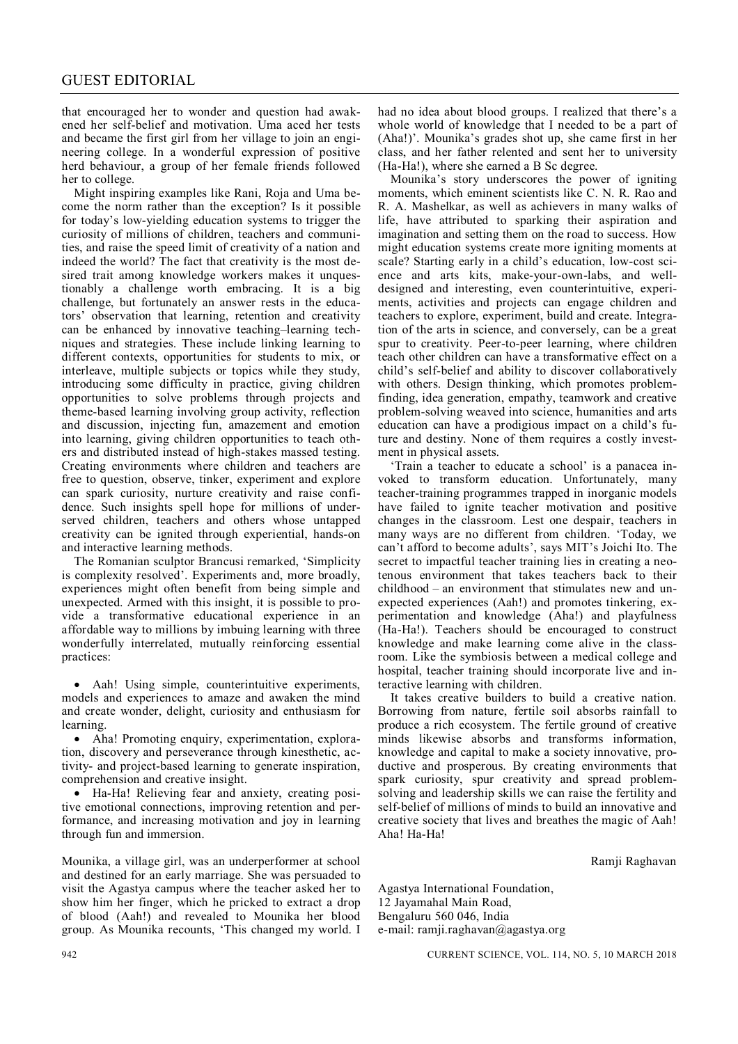that encouraged her to wonder and question had awakened her self-belief and motivation. Uma aced her tests and became the first girl from her village to join an engineering college. In a wonderful expression of positive herd behaviour, a group of her female friends followed her to college.

Might inspiring examples like Rani, Roja and Uma become the norm rather than the exception? Is it possible for today's low-yielding education systems to trigger the curiosity of millions of children, teachers and communities, and raise the speed limit of creativity of a nation and indeed the world? The fact that creativity is the most desired trait among knowledge workers makes it unquestionably a challenge worth embracing. It is a big challenge, but fortunately an answer rests in the educators' observation that learning, retention and creativity can be enhanced by innovative teaching–learning techniques and strategies. These include linking learning to different contexts, opportunities for students to mix, or interleave, multiple subjects or topics while they study, introducing some difficulty in practice, giving children opportunities to solve problems through projects and theme-based learning involving group activity, reflection and discussion, injecting fun, amazement and emotion into learning, giving children opportunities to teach others and distributed instead of high-stakes massed testing. Creating environments where children and teachers are free to question, observe, tinker, experiment and explore can spark curiosity, nurture creativity and raise confidence. Such insights spell hope for millions of underserved children, teachers and others whose untapped creativity can be ignited through experiential, hands-on and interactive learning methods.

The Romanian sculptor Brancusi remarked, 'Simplicity is complexity resolved'. Experiments and, more broadly, experiences might often benefit from being simple and unexpected. Armed with this insight, it is possible to provide a transformative educational experience in an affordable way to millions by imbuing learning with three wonderfully interrelated, mutually reinforcing essential practices:

- Aah! Using simple, counterintuitive experiments, models and experiences to amaze and awaken the mind and create wonder, delight, curiosity and enthusiasm for learning.
- Aha! Promoting enquiry, experimentation, exploration, discovery and perseverance through kinesthetic, activity- and project-based learning to generate inspiration, comprehension and creative insight.
- Ha-Ha! Relieving fear and anxiety, creating positive emotional connections, improving retention and performance, and increasing motivation and joy in learning through fun and immersion.

Mounika, a village girl, was an underperformer at school and destined for an early marriage. She was persuaded to visit the Agastya campus where the teacher asked her to show him her finger, which he pricked to extract a drop of blood (Aah!) and revealed to Mounika her blood group. As Mounika recounts, 'This changed my world. I had no idea about blood groups. I realized that there's a whole world of knowledge that I needed to be a part of (Aha!)'. Mounika's grades shot up, she came first in her class, and her father relented and sent her to university (Ha-Ha!), where she earned a B Sc degree.

Mounika's story underscores the power of igniting moments, which eminent scientists like C. N. R. Rao and R. A. Mashelkar, as well as achievers in many walks of life, have attributed to sparking their aspiration and imagination and setting them on the road to success. How might education systems create more igniting moments at scale? Starting early in a child's education, low-cost science and arts kits, make-your-own-labs, and well-designed and interesting, even counterintuitive, experiments, activities and projects can engage children and teachers to explore, experiment, build and create. Integration of the arts in science, and conversely, can be a great spur to creativity. Peer-to-peer learning, where children teach other children can have a transformative effect on a child's self-belief and ability to discover collaboratively with others. Design thinking, which promotes problem-finding, idea generation, empathy, teamwork and creative problem-solving weaved into science, humanities and arts education can have a prodigious impact on a child's future and destiny. None of them requires a costly investment in physical assets.

'Train a teacher to educate a school' is a panacea invoked to transform education. Unfortunately, many teacher-training programmes trapped in inorganic models have failed to ignite teacher motivation and positive changes in the classroom. Lest one despair, teachers in many ways are no different from children. 'Today, we can't afford to become adults', says MIT's Joichi Ito. The secret to impactful teacher training lies in creating a neotenous environment that takes teachers back to their childhood – an environment that stimulates new and unexpected experiences (Aah!) and promotes tinkering, experimentation and knowledge (Aha!) and playfulness (Ha-Ha!). Teachers should be encouraged to construct knowledge and make learning come alive in the classroom. Like the symbiosis between a medical college and hospital, teacher training should incorporate live and interactive learning with children.

It takes creative builders to build a creative nation. Borrowing from nature, fertile soil absorbs rainfall to produce a rich ecosystem. The fertile ground of creative minds likewise absorbs and transforms information, knowledge and capital to make a society innovative, productive and prosperous. By creating environments that spark curiosity, spur creativity and spread problem-solving and leadership skills we can raise the fertility and self-belief of millions of minds to build an innovative and creative society that lives and breathes the magic of Aah! Aha! Ha-Ha!

Ramji Raghavan

Agastya International Foundation,
12 Jayamahal Main Road,
Bengaluru 560 046, India
e-mail: ramji.raghavan@agastya.org